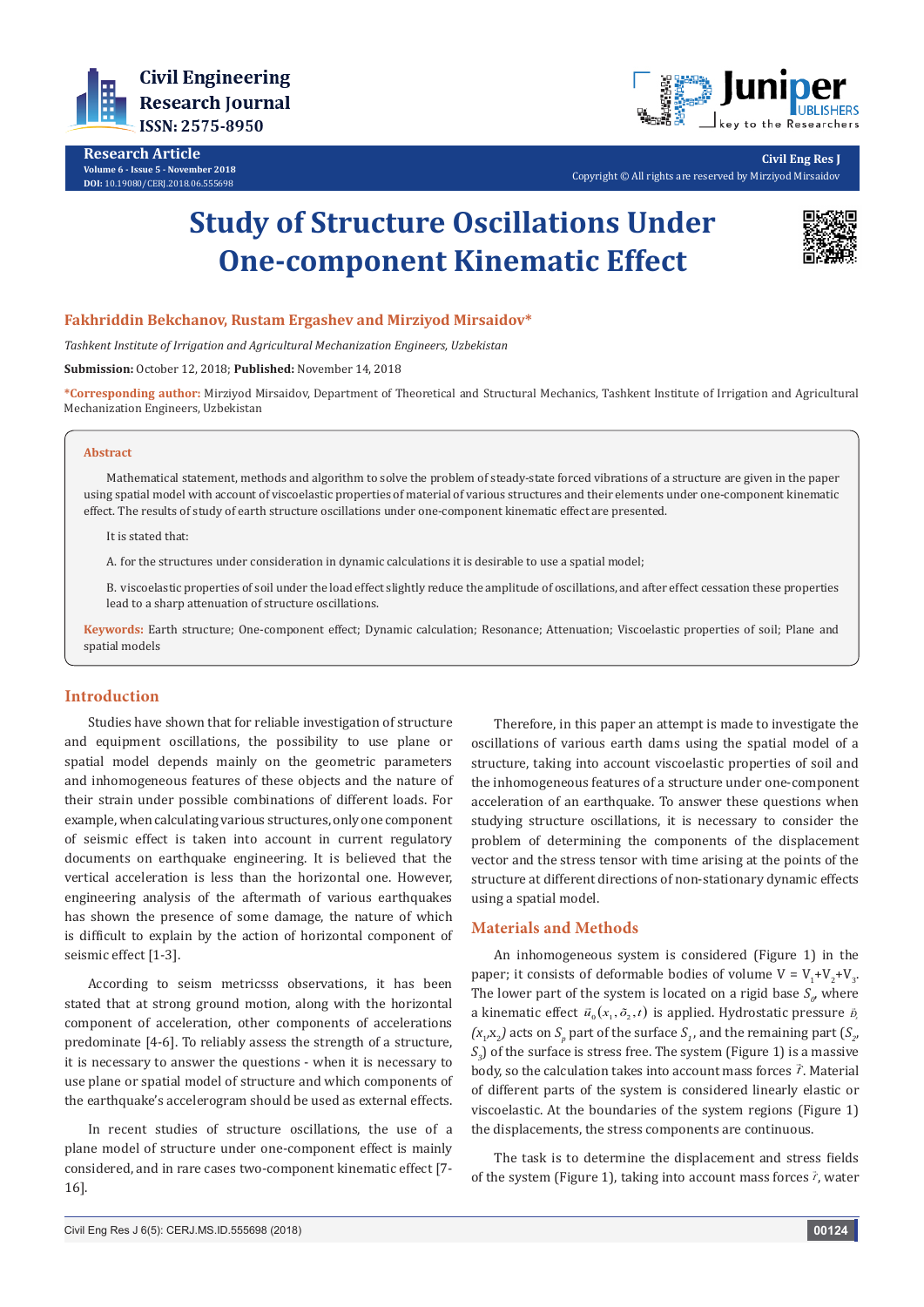Civil Engineering Research Journal ISSN: 2575-8950

Research Article
Volume 6 - Issue 5 - November 2018
DOI: 10.19080/CERJ.2018.06.555698

Copyright © All rights are reserved by Mirziyod Mirsaidov

# Study of Structure Oscillations Under One-component Kinematic Effect

**Fakhriddin Bekchanov, Rustam Ergashev and Mirziyod Mirsaidov***

*Tashkent Institute of Irrigation and Agricultural Mechanization Engineers, Uzbekistan*

**Submission:** October 12, 2018; **Published:** November 14, 2018

***Corresponding author:** Mirziyod Mirsaidov, Department of Theoretical and Structural Mechanics, Tashkent Institute of Irrigation and Agricultural Mechanization Engineers, Uzbekistan

**Abstract**

Mathematical statement, methods and algorithm to solve the problem of steady-state forced vibrations of a structure are given in the paper using spatial model with account of viscoelastic properties of material of various structures and their elements under one-component kinematic effect. The results of study of earth structure oscillations under one-component kinematic effect are presented.

It is stated that:

A. for the structures under consideration in dynamic calculations it is desirable to use a spatial model;

B. viscoelastic properties of soil under the load effect slightly reduce the amplitude of oscillations, and after effect cessation these properties lead to a sharp attenuation of structure oscillations.

**Keywords:** Earth structure; One-component effect; Dynamic calculation; Resonance; Attenuation; Viscoelastic properties of soil; Plane and spatial models

## Introduction

Studies have shown that for reliable investigation of structure and equipment oscillations, the possibility to use plane or spatial model depends mainly on the geometric parameters and inhomogeneous features of these objects and the nature of their strain under possible combinations of different loads. For example, when calculating various structures, only one component of seismic effect is taken into account in current regulatory documents on earthquake engineering. It is believed that the vertical acceleration is less than the horizontal one. However, engineering analysis of the aftermath of various earthquakes has shown the presence of some damage, the nature of which is difficult to explain by the action of horizontal component of seismic effect [1-3].

According to seism metricsss observations, it has been stated that at strong ground motion, along with the horizontal component of acceleration, other components of accelerations predominate [4-6]. To reliably assess the strength of a structure, it is necessary to answer the questions - when it is necessary to use plane or spatial model of structure and which components of the earthquake's accelerogram should be used as external effects.

In recent studies of structure oscillations, the use of a plane model of structure under one-component effect is mainly considered, and in rare cases two-component kinematic effect [7-16].

Therefore, in this paper an attempt is made to investigate the oscillations of various earth dams using the spatial model of a structure, taking into account viscoelastic properties of soil and the inhomogeneous features of a structure under one-component acceleration of an earthquake. To answer these questions when studying structure oscillations, it is necessary to consider the problem of determining the components of the displacement vector and the stress tensor with time arising at the points of the structure at different directions of non-stationary dynamic effects using a spatial model.

## Materials and Methods

An inhomogeneous system is considered (Figure 1) in the paper; it consists of deformable bodies of volume $V = V_1+V_2+V_3$. The lower part of the system is located on a rigid base $S_0$, where a kinematic effect $\vec{u}_0(x_1, x_2, t)$ is applied. Hydrostatic pressure $\vec{P}_r(x_1,x_2)$ acts on $S_p$ part of the surface $S_1$, and the remaining part ($S_2$, $S_3$) of the surface is stress free. The system (Figure 1) is a massive body, so the calculation takes into account mass forces $\vec{f}$. Material of different parts of the system is considered linearly elastic or viscoelastic. At the boundaries of the system regions (Figure 1) the displacements, the stress components are continuous.

The task is to determine the displacement and stress fields of the system (Figure 1), taking into account mass forces $\vec{f}$, water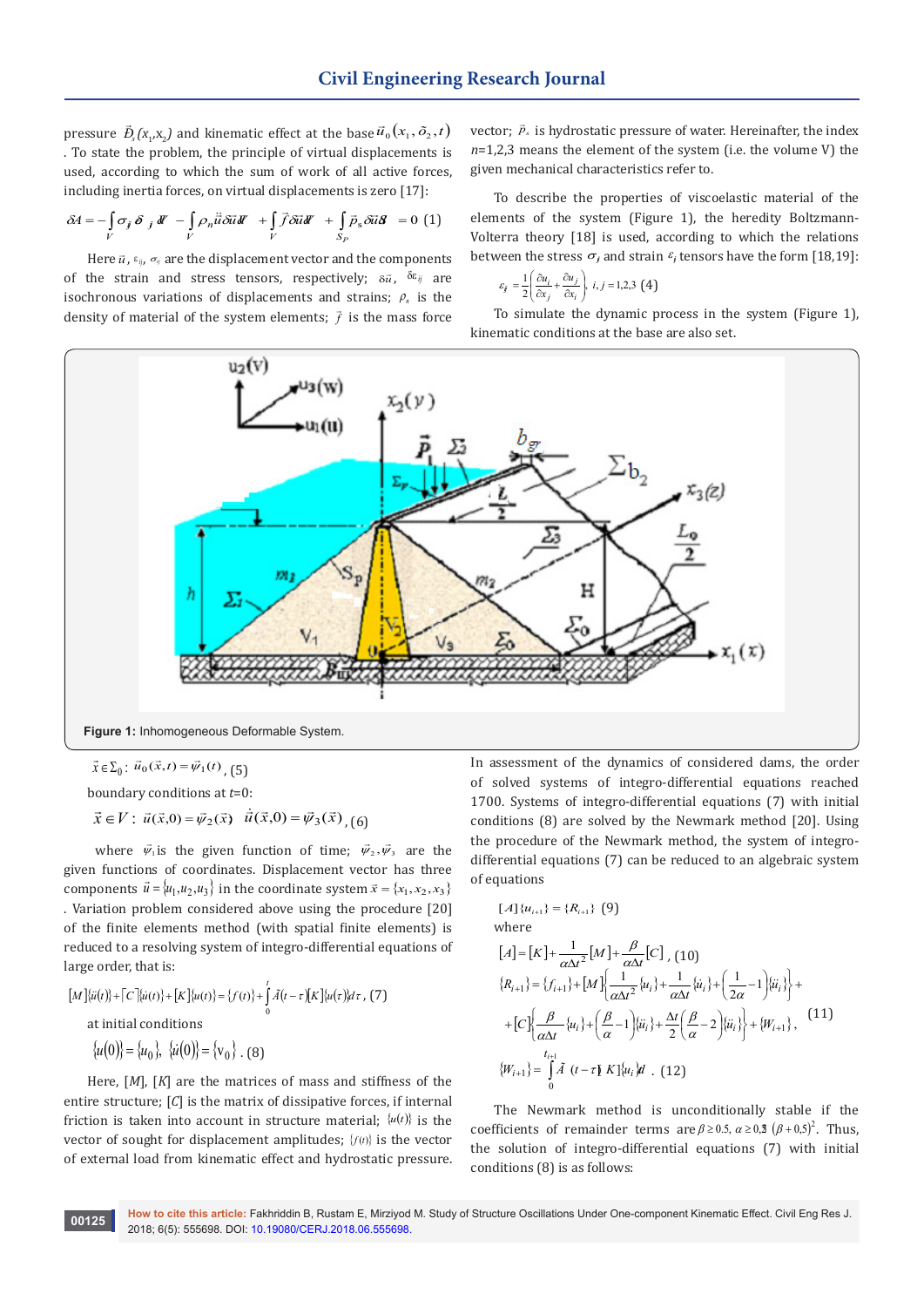pressure $\vec{P}_s(x_1, x_2)$ and kinematic effect at the base $\vec{u}_0(x_1, \partial_2, t)$. To state the problem, the principle of virtual displacements is used, according to which the sum of work of all active forces, including inertia forces, on virtual displacements is zero [17]:

$$\delta A = -\int_V \sigma_{ij} \delta \varepsilon_{ij} dV - \int_V \rho_n \ddot{\vec{u}} \delta \vec{u} dV + \int_V \vec{f} \delta \vec{u} dV + \int_{S_P} \vec{p}_s \delta \vec{u} dS = 0 \quad (1)$$

Here $\vec{u}$, $\varepsilon_{ij}$, $\sigma_{ij}$ are the displacement vector and the components of the strain and stress tensors, respectively; $\delta \vec{u}$, $\delta \varepsilon_{ij}$ are isochronous variations of displacements and strains; $\rho_n$ is the density of material of the system elements; $\vec{f}$ is the mass force vector; $\vec{p}_s$ is hydrostatic pressure of water. Hereinafter, the index $n$=1,2,3 means the element of the system (i.e. the volume V) the given mechanical characteristics refer to.

To describe the properties of viscoelastic material of the elements of the system (Figure 1), the heredity Boltzmann-Volterra theory [18] is used, according to which the relations between the stress $\sigma_{ij}$ and strain $\varepsilon_{ij}$ tensors have the form [18,19]:

$$\varepsilon_{ij} = \frac{1}{2}\left(\frac{\partial u_i}{\partial x_j} + \frac{\partial u_j}{\partial x_i}\right), \; i,j = 1,2,3 \quad (4)$$

To simulate the dynamic process in the system (Figure 1), kinematic conditions at the base are also set.

Figure 1: Inhomogeneous Deformable System.

$$\vec{x} \in \Sigma_0: \; \vec{u}_0(\vec{x}, t) = \vec{\psi}_1(t), \quad (5)$$

boundary conditions at $t$=0:

$$\vec{x} \in V: \; \vec{u}(\vec{x}, 0) = \vec{\psi}_2(\vec{x}) \quad \dot{\vec{u}}(\vec{x}, 0) = \vec{\psi}_3(\vec{x}), \quad (6)$$

where $\vec{\psi}_1$ is the given function of time; $\vec{\psi}_2, \vec{\psi}_3$ are the given functions of coordinates. Displacement vector has three components $\vec{u} = \{u_1, u_2, u_3\}$ in the coordinate system $\vec{x} = \{x_1, x_2, x_3\}$. Variation problem considered above using the procedure [20] of the finite elements method (with spatial finite elements) is reduced to a resolving system of integro-differential equations of large order, that is:

$$[M]\{\ddot{u}(t)\} + [C]\{\dot{u}(t)\} + [K]\{u(t)\} = \{f(t)\} + \int_0^t \bar{A}(t-\tau)[K]\{u(\tau)\}d\tau, \quad (7)$$

at initial conditions

$$\{u(0)\} = \{u_0\}, \; \{\dot{u}(0)\} = \{v_0\}. \quad (8)$$

Here, $[M]$, $[K]$ are the matrices of mass and stiffness of the entire structure; $[C]$ is the matrix of dissipative forces, if internal friction is taken into account in structure material; $\{u(t)\}$ is the vector of sought for displacement amplitudes; $\{f(t)\}$ is the vector of external load from kinematic effect and hydrostatic pressure.

In assessment of the dynamics of considered dams, the order of solved systems of integro-differential equations reached 1700. Systems of integro-differential equations (7) with initial conditions (8) are solved by the Newmark method [20]. Using the procedure of the Newmark method, the system of integro-differential equations (7) can be reduced to an algebraic system of equations

$$[A]\{u_{i+1}\} = \{R_{i+1}\} \quad (9)$$

where

$$[A] = [K] + \frac{1}{\alpha \Delta t^2}[M] + \frac{\beta}{\alpha \Delta t}[C], \quad (10)$$

$$\{R_{i+1}\} = \{f_{i+1}\} + [M]\left\{\frac{1}{\alpha \Delta t^2}\{u_i\} + \frac{1}{\alpha \Delta t}\{\dot{u}_i\} + \left(\frac{1}{2\alpha} - 1\right)\{\ddot{u}_i\}\right\} +$$
$$+ [C]\left\{\frac{\beta}{\alpha \Delta t}\{u_i\} + \left(\frac{\beta}{\alpha} - 1\right)\{\dot{u}_i\} + \frac{\Delta t}{2}\left(\frac{\beta}{\alpha} - 2\right)\{\ddot{u}_i\}\right\} + \{W_{i+1}\}, \quad (11)$$

$$\{W_{i+1}\} = \int_0^{t_{i+1}} \bar{A}(t-\tau)[K]\{u_i\}d\tau. \quad (12)$$

The Newmark method is unconditionally stable if the coefficients of remainder terms are $\beta \geq 0.5$, $\alpha \geq 0.25(\beta + 0.5)^2$. Thus, the solution of integro-differential equations (7) with initial conditions (8) is as follows: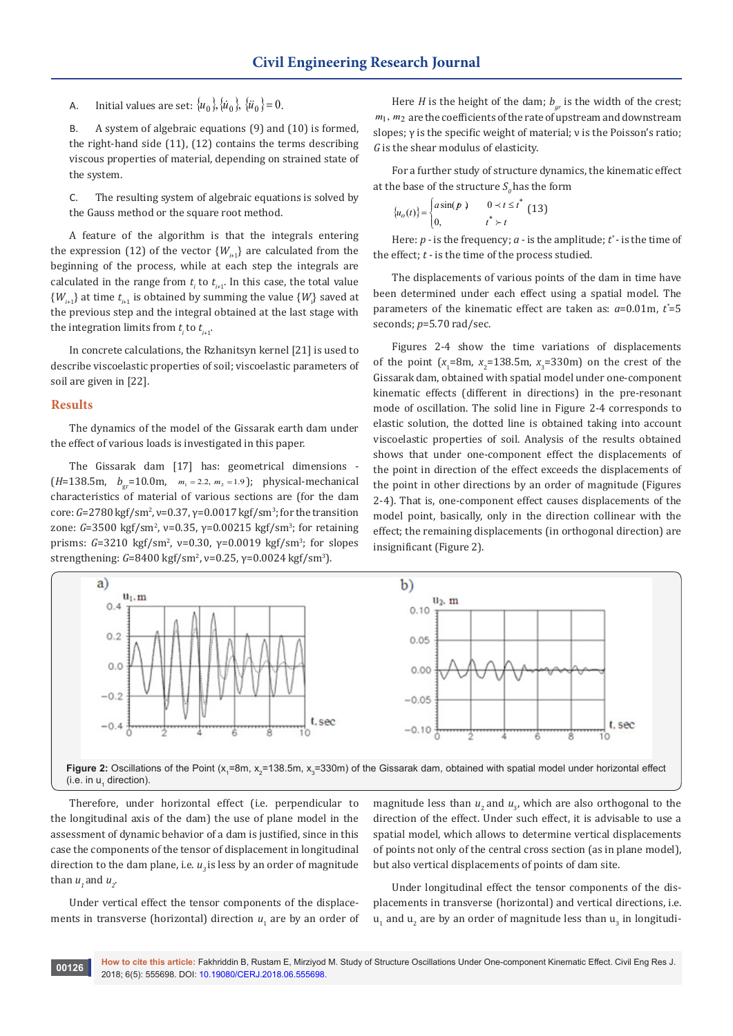A. Initial values are set: $\{u_0\}, \{\dot{u}_0\}, \{\ddot{u}_0\} = 0$.

B. A system of algebraic equations (9) and (10) is formed, the right-hand side (11), (12) contains the terms describing viscous properties of material, depending on strained state of the system.

C. The resulting system of algebraic equations is solved by the Gauss method or the square root method.

A feature of the algorithm is that the integrals entering the expression (12) of the vector $\{W_{i+1}\}$ are calculated from the beginning of the process, while at each step the integrals are calculated in the range from $t_i$ to $t_{i+1}$. In this case, the total value $\{W_{i+1}\}$ at time $t_{i+1}$ is obtained by summing the value $\{W_i\}$ saved at the previous step and the integral obtained at the last stage with the integration limits from $t_i$ to $t_{i+1}$.

In concrete calculations, the Rzhanitsyn kernel [21] is used to describe viscoelastic properties of soil; viscoelastic parameters of soil are given in [22].

## Results

The dynamics of the model of the Gissarak earth dam under the effect of various loads is investigated in this paper.

The Gissarak dam [17] has: geometrical dimensions - ($H$=138.5m, $b_{gr}$=10.0m, $m_1 = 2.2,\ m_2 = 1.9$); physical-mechanical characteristics of material of various sections are (for the dam core: $G$=2780 kgf/sm$^2$, ν=0.37, γ=0.0017 kgf/sm$^3$; for the transition zone: $G$=3500 kgf/sm$^2$, ν=0.35, γ=0.00215 kgf/sm$^3$; for retaining prisms: $G$=3210 kgf/sm$^2$, ν=0.30, γ=0.0019 kgf/sm$^3$; for slopes strengthening: $G$=8400 kgf/sm$^2$, ν=0.25, γ=0.0024 kgf/sm$^3$).

Here $H$ is the height of the dam; $b_{gr}$ is the width of the crest; $m_1$, $m_2$ are the coefficients of the rate of upstream and downstream slopes; γ is the specific weight of material; ν is the Poisson's ratio; $G$ is the shear modulus of elasticity.

For a further study of structure dynamics, the kinematic effect at the base of the structure $S_0$ has the form

$$\{u_o(t)\} = \begin{cases} a\sin(p\ ) & 0 \prec t \leq t^* \\ 0, & t^* \succ t \end{cases} \quad (13)$$

Here: $p$ - is the frequency; $a$ - is the amplitude; $t^*$ - is the time of the effect; $t$ - is the time of the process studied.

The displacements of various points of the dam in time have been determined under each effect using a spatial model. The parameters of the kinematic effect are taken as: $a$=0.01m, $t^*$=5 seconds; $p$=5.70 rad/sec.

Figures 2-4 show the time variations of displacements of the point ($x_1$=8m, $x_2$=138.5m, $x_3$=330m) on the crest of the Gissarak dam, obtained with spatial model under one-component kinematic effects (different in directions) in the pre-resonant mode of oscillation. The solid line in Figure 2-4 corresponds to elastic solution, the dotted line is obtained taking into account viscoelastic properties of soil. Analysis of the results obtained shows that under one-component effect the displacements of the point in direction of the effect exceeds the displacements of the point in other directions by an order of magnitude (Figures 2-4). That is, one-component effect causes displacements of the model point, basically, only in the direction collinear with the effect; the remaining displacements (in orthogonal direction) are insignificant (Figure 2).

a)
$u_1$, m
0.4
0.2
0.0
−0.2
−0.4
0 2 4 6 8 10
t, sec

b)
$u_2$, m
0.10
0.05
0.00
−0.05
−0.10
0 2 4 6 8 10
t, sec

**Figure 2:** Oscillations of the Point ($x_1$=8m, $x_2$=138.5m, $x_3$=330m) of the Gissarak dam, obtained with spatial model under horizontal effect (i.e. in $u_1$ direction).

Therefore, under horizontal effect (i.e. perpendicular to the longitudinal axis of the dam) the use of plane model in the assessment of dynamic behavior of a dam is justified, since in this case the components of the tensor of displacement in longitudinal direction to the dam plane, i.e. $u_3$ is less by an order of magnitude than $u_1$ and $u_2$.

Under vertical effect the tensor components of the displacements in transverse (horizontal) direction $u_1$ are by an order of magnitude less than $u_2$ and $u_3$, which are also orthogonal to the direction of the effect. Under such effect, it is advisable to use a spatial model, which allows to determine vertical displacements of points not only of the central cross section (as in plane model), but also vertical displacements of points of dam site.

Under longitudinal effect the tensor components of the displacements in transverse (horizontal) and vertical directions, i.e. $u_1$ and $u_2$ are by an order of magnitude less than $u_3$ in longitudi-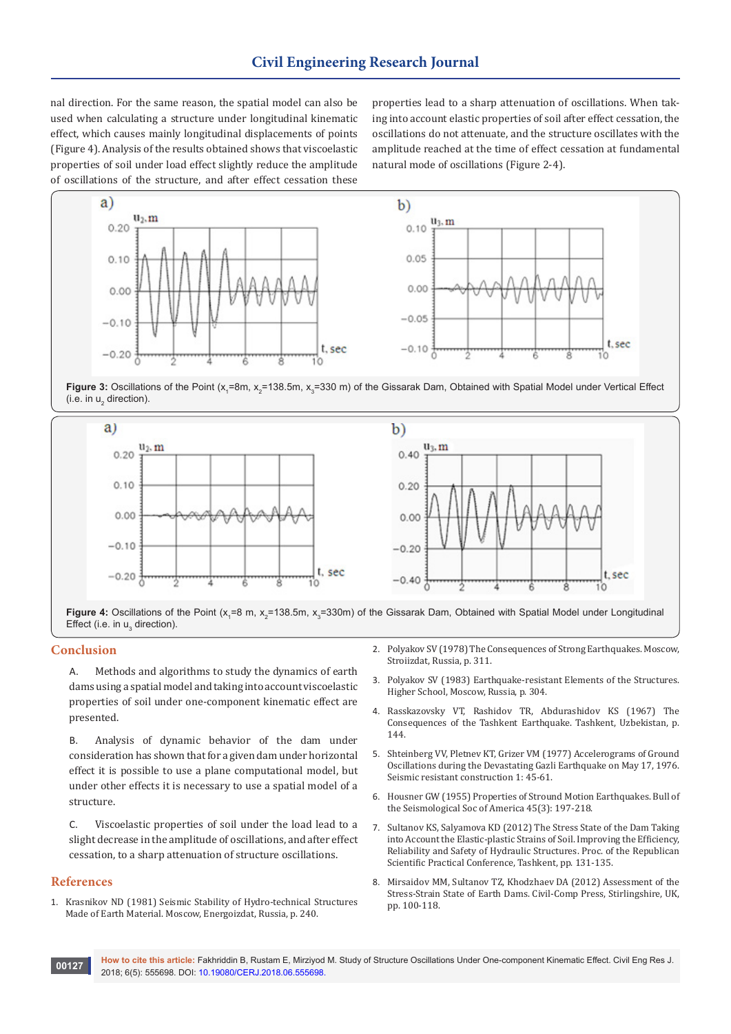nal direction. For the same reason, the spatial model can also be used when calculating a structure under longitudinal kinematic effect, which causes mainly longitudinal displacements of points (Figure 4). Analysis of the results obtained shows that viscoelastic properties of soil under load effect slightly reduce the amplitude of oscillations of the structure, and after effect cessation these properties lead to a sharp attenuation of oscillations. When taking into account elastic properties of soil after effect cessation, the oscillations do not attenuate, and the structure oscillates with the amplitude reached at the time of effect cessation at fundamental natural mode of oscillations (Figure 2-4).

a)
$u_2$, m
0.20
0.10
0.00
−0.10
−0.20
0 2 4 6 8 10
t, sec

b)
$u_3$, m
0.10
0.05
0.00
−0.05
−0.10
0 2 4 6 8 10
t, sec

**Figure 3:** Oscillations of the Point ($x_1$=8m, $x_2$=138.5m, $x_3$=330 m) of the Gissarak Dam, Obtained with Spatial Model under Vertical Effect (i.e. in $u_2$ direction).

a)
$u_2$, m
0.20
0.10
0.00
−0.10
−0.20
0 2 4 6 8 10
t, sec

b)
$u_3$, m
0.40
0.20
0.00
−0.20
−0.40
0 2 4 6 8 10
t, sec

**Figure 4:** Oscillations of the Point ($x_1$=8 m, $x_2$=138.5m, $x_3$=330m) of the Gissarak Dam, Obtained with Spatial Model under Longitudinal Effect (i.e. in $u_3$ direction).

## Conclusion

A. Methods and algorithms to study the dynamics of earth dams using a spatial model and taking into account viscoelastic properties of soil under one-component kinematic effect are presented.

B. Analysis of dynamic behavior of the dam under consideration has shown that for a given dam under horizontal effect it is possible to use a plane computational model, but under other effects it is necessary to use a spatial model of a structure.

C. Viscoelastic properties of soil under the load lead to a slight decrease in the amplitude of oscillations, and after effect cessation, to a sharp attenuation of structure oscillations.

## References

1. Krasnikov ND (1981) Seismic Stability of Hydro-technical Structures Made of Earth Material. Moscow, Energoizdat, Russia, p. 240.
2. Polyakov SV (1978) The Consequences of Strong Earthquakes. Moscow, Stroiizdat, Russia, p. 311.
3. Polyakov SV (1983) Earthquake-resistant Elements of the Structures. Higher School, Moscow, Russia, p. 304.
4. Rasskazovsky VT, Rashidov TR, Abdurashidov KS (1967) The Consequences of the Tashkent Earthquake. Tashkent, Uzbekistan, p. 144.
5. Shteinberg VV, Pletnev KT, Grizer VM (1977) Accelerograms of Ground Oscillations during the Devastating Gazli Earthquake on May 17, 1976. Seismic resistant construction 1: 45-61.
6. Housner GW (1955) Properties of Stround Motion Earthquakes. Bull of the Seismological Soc of America 45(3): 197-218.
7. Sultanov KS, Salyamova KD (2012) The Stress State of the Dam Taking into Account the Elastic-plastic Strains of Soil. Improving the Efficiency, Reliability and Safety of Hydraulic Structures. Proc. of the Republican Scientific Practical Conference, Tashkent, pp. 131-135.
8. Mirsaidov MM, Sultanov TZ, Khodzhaev DA (2012) Assessment of the Stress-Strain State of Earth Dams. Civil-Comp Press, Stirlingshire, UK, pp. 100-118.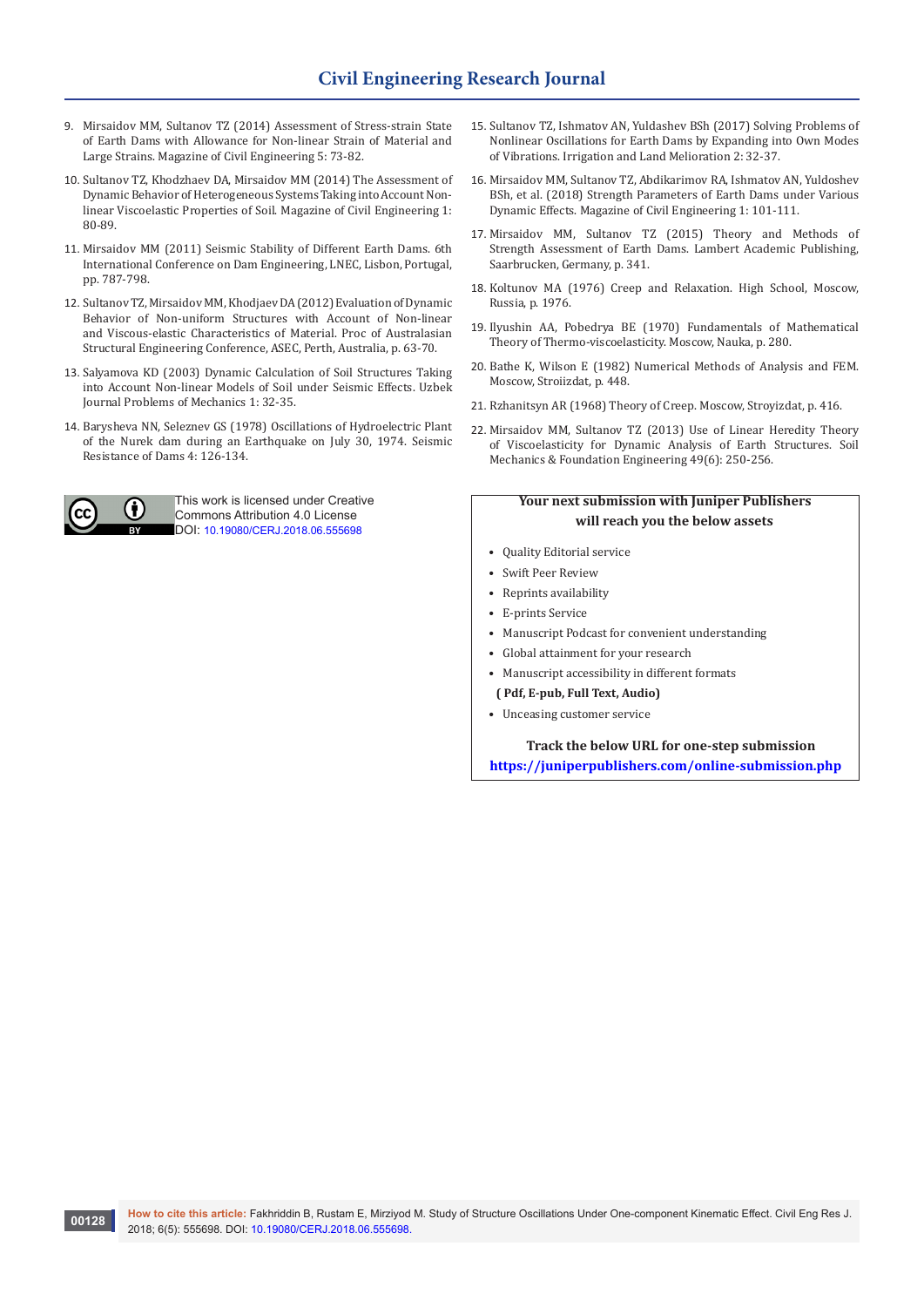9. Mirsaidov MM, Sultanov TZ (2014) Assessment of Stress-strain State of Earth Dams with Allowance for Non-linear Strain of Material and Large Strains. Magazine of Civil Engineering 5: 73-82.

10. Sultanov TZ, Khodzhaev DA, Mirsaidov MM (2014) The Assessment of Dynamic Behavior of Heterogeneous Systems Taking into Account Non-linear Viscoelastic Properties of Soil. Magazine of Civil Engineering 1: 80-89.

11. Mirsaidov MM (2011) Seismic Stability of Different Earth Dams. 6th International Conference on Dam Engineering, LNEC, Lisbon, Portugal, pp. 787-798.

12. Sultanov TZ, Mirsaidov MM, Khodjaev DA (2012) Evaluation of Dynamic Behavior of Non-uniform Structures with Account of Non-linear and Viscous-elastic Characteristics of Material. Proc of Australasian Structural Engineering Conference, ASEC, Perth, Australia, p. 63-70.

13. Salyamova KD (2003) Dynamic Calculation of Soil Structures Taking into Account Non-linear Models of Soil under Seismic Effects. Uzbek Journal Problems of Mechanics 1: 32-35.

14. Barysheva NN, Seleznev GS (1978) Oscillations of Hydroelectric Plant of the Nurek dam during an Earthquake on July 30, 1974. Seismic Resistance of Dams 4: 126-134.

15. Sultanov TZ, Ishmatov AN, Yuldashev BSh (2017) Solving Problems of Nonlinear Oscillations for Earth Dams by Expanding into Own Modes of Vibrations. Irrigation and Land Melioration 2: 32-37.

16. Mirsaidov MM, Sultanov TZ, Abdikarimov RA, Ishmatov AN, Yuldoshev BSh, et al. (2018) Strength Parameters of Earth Dams under Various Dynamic Effects. Magazine of Civil Engineering 1: 101-111.

17. Mirsaidov MM, Sultanov TZ (2015) Theory and Methods of Strength Assessment of Earth Dams. Lambert Academic Publishing, Saarbrucken, Germany, p. 341.

18. Koltunov MA (1976) Creep and Relaxation. High School, Moscow, Russia, p. 1976.

19. Ilyushin AA, Pobedrya BE (1970) Fundamentals of Mathematical Theory of Thermo-viscoelasticity. Moscow, Nauka, p. 280.

20. Bathe K, Wilson E (1982) Numerical Methods of Analysis and FEM. Moscow, Stroiizdat, p. 448.

21. Rzhanitsyn AR (1968) Theory of Creep. Moscow, Stroyizdat, p. 416.

22. Mirsaidov MM, Sultanov TZ (2013) Use of Linear Heredity Theory of Viscoelasticity for Dynamic Analysis of Earth Structures. Soil Mechanics & Foundation Engineering 49(6): 250-256.

This work is licensed under Creative Commons Attribution 4.0 License
DOI: 10.19080/CERJ.2018.06.555698

**Your next submission with Juniper Publishers will reach you the below assets**

- Quality Editorial service
- Swift Peer Review
- Reprints availability
- E-prints Service
- Manuscript Podcast for convenient understanding
- Global attainment for your research
- Manuscript accessibility in different formats

**( Pdf, E-pub, Full Text, Audio)**

- Unceasing customer service

**Track the below URL for one-step submission**
**https://juniperpublishers.com/online-submission.php**

**How to cite this article:** Fakhriddin B, Rustam E, Mirziyod M. Study of Structure Oscillations Under One-component Kinematic Effect. Civil Eng Res J. 2018; 6(5): 555698. DOI: 10.19080/CERJ.2018.06.555698.